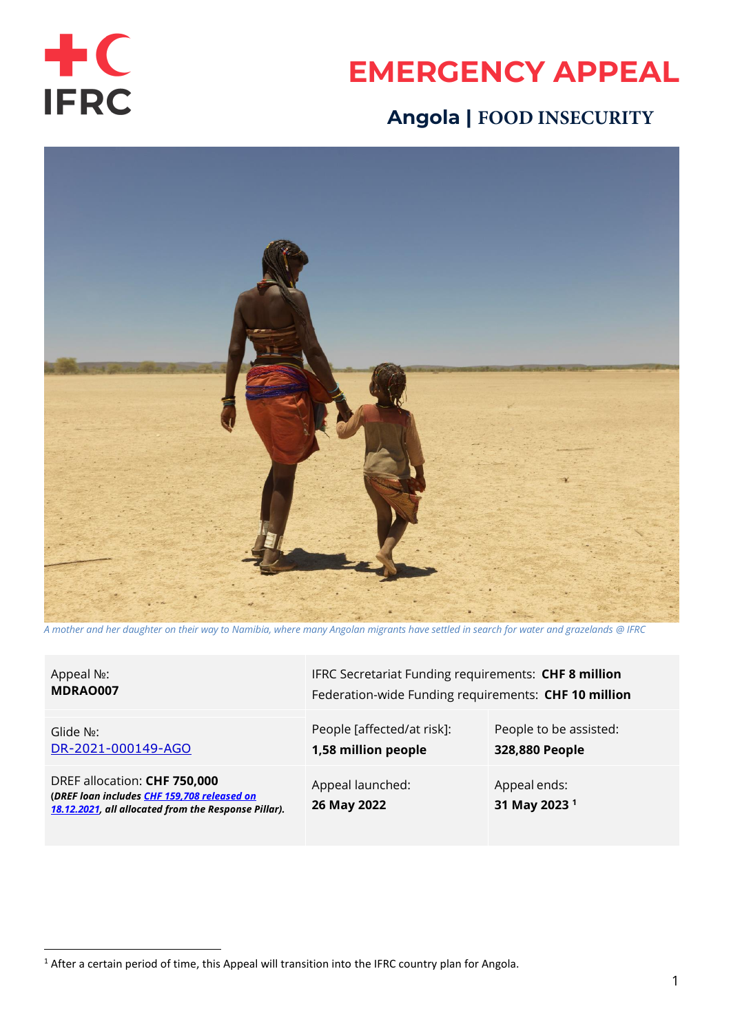# EMERGENCY APPEAL

## Angola | FOOD INSECURITY

*A mother and her daughter on their way to Namibia, where many Angolan migrants have settled in search for water and grazelands @ IFRC*

| Appeal №: **MDRAO007** | IFRC Secretariat Funding requirements: **CHF 8 million** Federation-wide Funding requirements: **CHF 10 million** | |
|---|---|---|
| Glide №: DR-2021-000149-AGO | People [affected/at risk]: **1,58 million people** | People to be assisted: **328,880 People** |
| DREF allocation: **CHF 750,000** ***(DREF loan includes CHF 159,708 released on 18.12.2021, all allocated from the Response Pillar).*** | Appeal launched: **26 May 2022** | Appeal ends: **31 May 2023** [1] |

[1] After a certain period of time, this Appeal will transition into the IFRC country plan for Angola.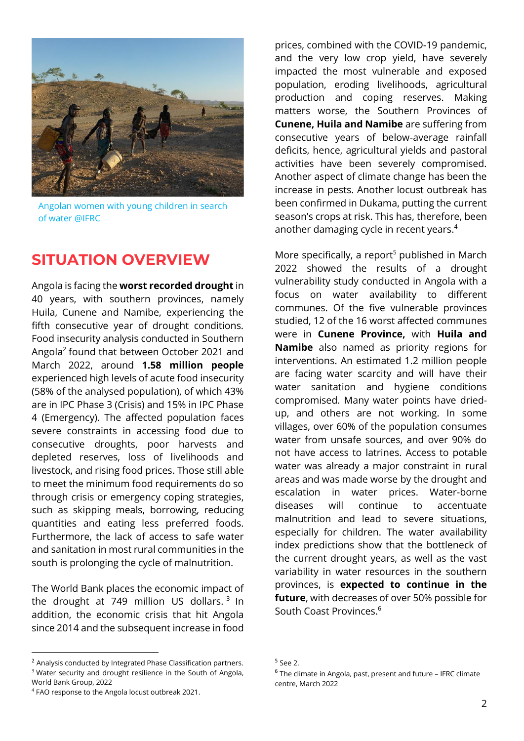Angolan women with young children in search of water @IFRC

## SITUATION OVERVIEW

Angola is facing the **worst recorded drought** in 40 years, with southern provinces, namely Huila, Cunene and Namibe, experiencing the fifth consecutive year of drought conditions. Food insecurity analysis conducted in Southern Angola[2] found that between October 2021 and March 2022, around **1.58 million people** experienced high levels of acute food insecurity (58% of the analysed population), of which 43% are in IPC Phase 3 (Crisis) and 15% in IPC Phase 4 (Emergency). The affected population faces severe constraints in accessing food due to consecutive droughts, poor harvests and depleted reserves, loss of livelihoods and livestock, and rising food prices. Those still able to meet the minimum food requirements do so through crisis or emergency coping strategies, such as skipping meals, borrowing, reducing quantities and eating less preferred foods. Furthermore, the lack of access to safe water and sanitation in most rural communities in the south is prolonging the cycle of malnutrition.

The World Bank places the economic impact of the drought at 749 million US dollars.[3] In addition, the economic crisis that hit Angola since 2014 and the subsequent increase in food prices, combined with the COVID-19 pandemic, and the very low crop yield, have severely impacted the most vulnerable and exposed population, eroding livelihoods, agricultural production and coping reserves. Making matters worse, the Southern Provinces of **Cunene, Huila and Namibe** are suffering from consecutive years of below-average rainfall deficits, hence, agricultural yields and pastoral activities have been severely compromised. Another aspect of climate change has been the increase in pests. Another locust outbreak has been confirmed in Dukama, putting the current season's crops at risk. This has, therefore, been another damaging cycle in recent years.[4]

More specifically, a report[5] published in March 2022 showed the results of a drought vulnerability study conducted in Angola with a focus on water availability to different communes. Of the five vulnerable provinces studied, 12 of the 16 worst affected communes were in **Cunene Province,** with **Huila and Namibe** also named as priority regions for interventions. An estimated 1.2 million people are facing water scarcity and will have their water sanitation and hygiene conditions compromised. Many water points have dried-up, and others are not working. In some villages, over 60% of the population consumes water from unsafe sources, and over 90% do not have access to latrines. Access to potable water was already a major constraint in rural areas and was made worse by the drought and escalation in water prices. Water-borne diseases will continue to accentuate malnutrition and lead to severe situations, especially for children. The water availability index predictions show that the bottleneck of the current drought years, as well as the vast variability in water resources in the southern provinces, is **expected to continue in the future**, with decreases of over 50% possible for South Coast Provinces.[6]

---

[2] Analysis conducted by Integrated Phase Classification partners.
[3] Water security and drought resilience in the South of Angola, World Bank Group, 2022
[4] FAO response to the Angola locust outbreak 2021.
[5] See 2.
[6] The climate in Angola, past, present and future – IFRC climate centre, March 2022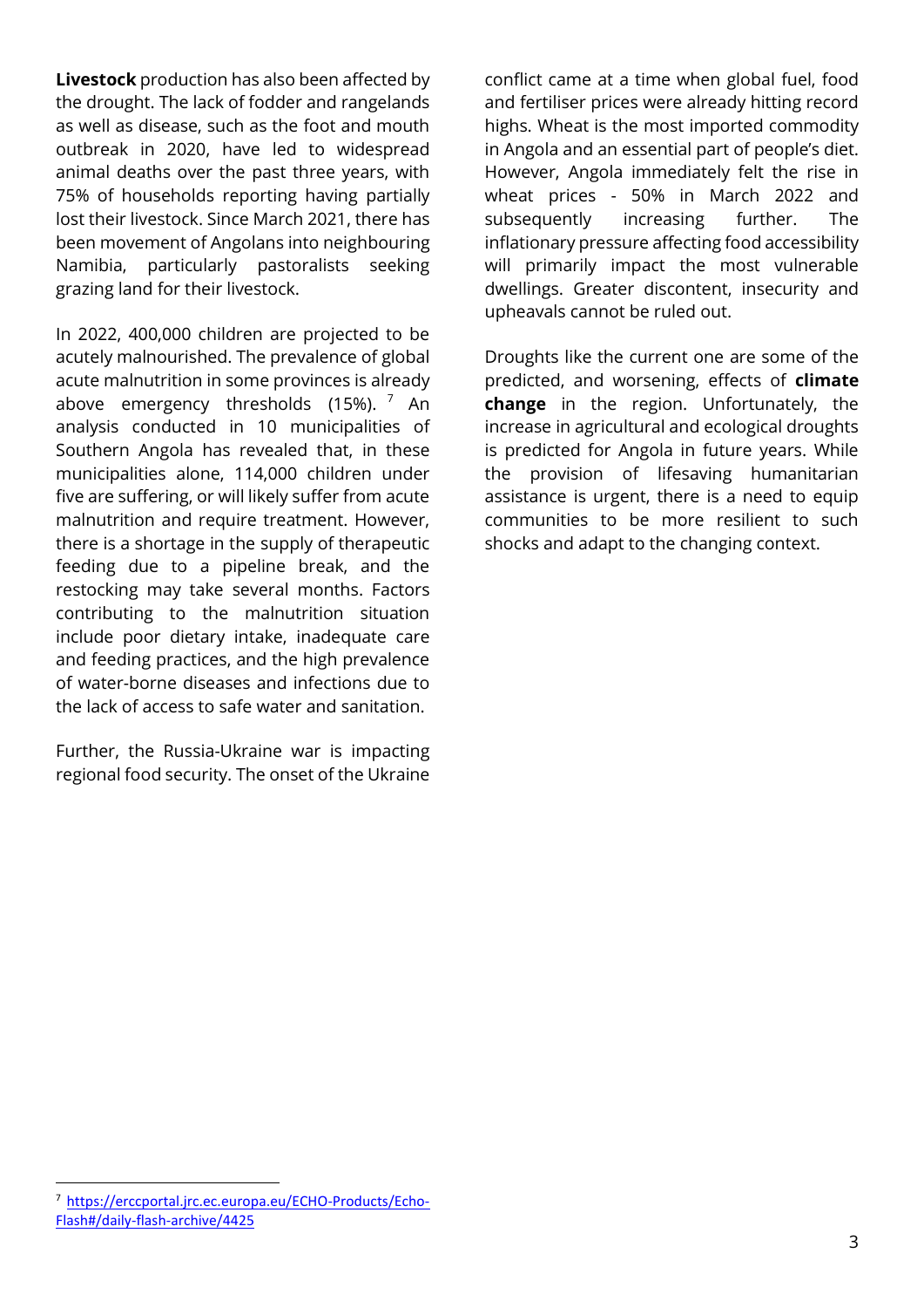**Livestock** production has also been affected by the drought. The lack of fodder and rangelands as well as disease, such as the foot and mouth outbreak in 2020, have led to widespread animal deaths over the past three years, with 75% of households reporting having partially lost their livestock. Since March 2021, there has been movement of Angolans into neighbouring Namibia, particularly pastoralists seeking grazing land for their livestock.

In 2022, 400,000 children are projected to be acutely malnourished. The prevalence of global acute malnutrition in some provinces is already above emergency thresholds (15%). [7] An analysis conducted in 10 municipalities of Southern Angola has revealed that, in these municipalities alone, 114,000 children under five are suffering, or will likely suffer from acute malnutrition and require treatment. However, there is a shortage in the supply of therapeutic feeding due to a pipeline break, and the restocking may take several months. Factors contributing to the malnutrition situation include poor dietary intake, inadequate care and feeding practices, and the high prevalence of water-borne diseases and infections due to the lack of access to safe water and sanitation.

Further, the Russia-Ukraine war is impacting regional food security. The onset of the Ukraine conflict came at a time when global fuel, food and fertiliser prices were already hitting record highs. Wheat is the most imported commodity in Angola and an essential part of people's diet. However, Angola immediately felt the rise in wheat prices - 50% in March 2022 and subsequently increasing further. The inflationary pressure affecting food accessibility will primarily impact the most vulnerable dwellings. Greater discontent, insecurity and upheavals cannot be ruled out.

Droughts like the current one are some of the predicted, and worsening, effects of **climate change** in the region. Unfortunately, the increase in agricultural and ecological droughts is predicted for Angola in future years. While the provision of lifesaving humanitarian assistance is urgent, there is a need to equip communities to be more resilient to such shocks and adapt to the changing context.

---

[7] https://erccportal.jrc.ec.europa.eu/ECHO-Products/Echo-Flash#/daily-flash-archive/4425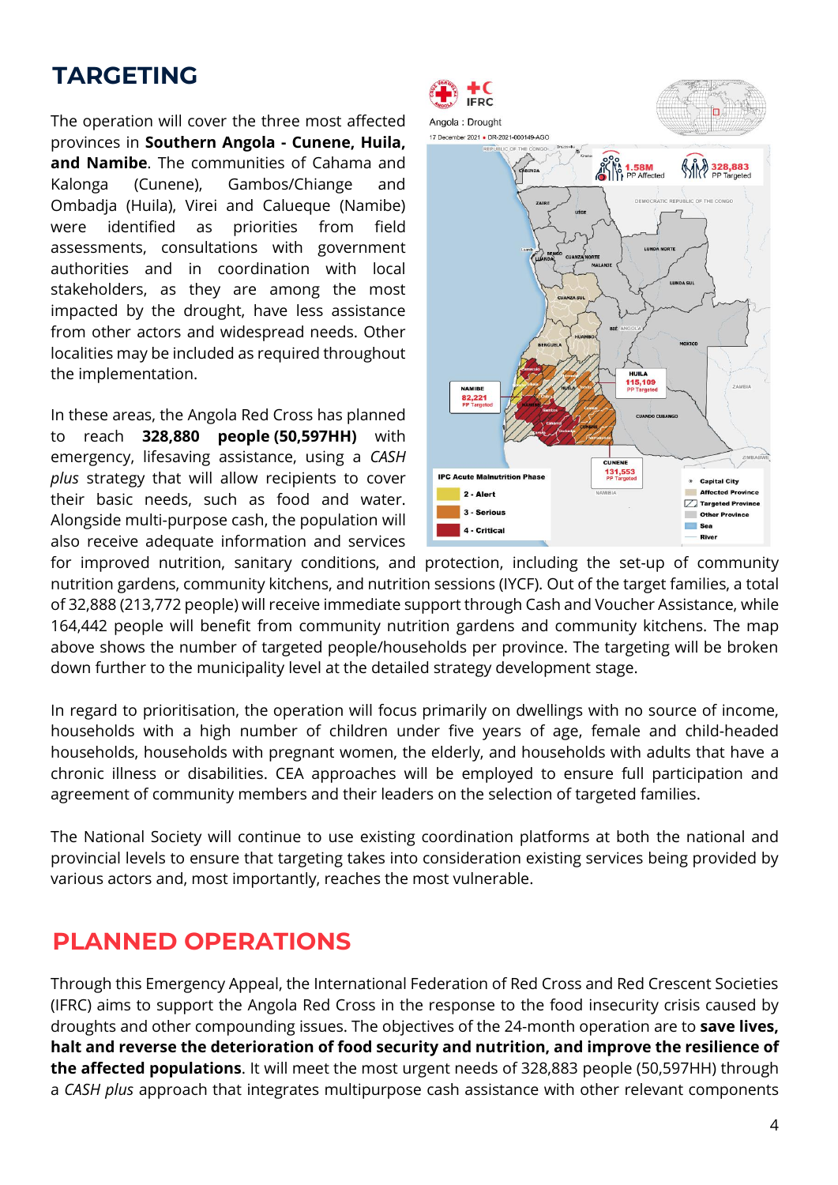## TARGETING

The operation will cover the three most affected provinces in **Southern Angola - Cunene, Huila, and Namibe**. The communities of Cahama and Kalonga (Cunene), Gambos/Chiange and Ombadja (Huila), Virei and Calueque (Namibe) were identified as priorities from field assessments, consultations with government authorities and in coordination with local stakeholders, as they are among the most impacted by the drought, have less assistance from other actors and widespread needs. Other localities may be included as required throughout the implementation.

In these areas, the Angola Red Cross has planned to reach **328,880 people (50,597HH)** with emergency, lifesaving assistance, using a *CASH plus* strategy that will allow recipients to cover their basic needs, such as food and water. Alongside multi-purpose cash, the population will also receive adequate information and services for improved nutrition, sanitary conditions, and protection, including the set-up of community nutrition gardens, community kitchens, and nutrition sessions (IYCF). Out of the target families, a total of 32,888 (213,772 people) will receive immediate support through Cash and Voucher Assistance, while 164,442 people will benefit from community nutrition gardens and community kitchens. The map above shows the number of targeted people/households per province. The targeting will be broken down further to the municipality level at the detailed strategy development stage.

In regard to prioritisation, the operation will focus primarily on dwellings with no source of income, households with a high number of children under five years of age, female and child-headed households, households with pregnant women, the elderly, and households with adults that have a chronic illness or disabilities. CEA approaches will be employed to ensure full participation and agreement of community members and their leaders on the selection of targeted families.

The National Society will continue to use existing coordination platforms at both the national and provincial levels to ensure that targeting takes into consideration existing services being provided by various actors and, most importantly, reaches the most vulnerable.

## PLANNED OPERATIONS

Through this Emergency Appeal, the International Federation of Red Cross and Red Crescent Societies (IFRC) aims to support the Angola Red Cross in the response to the food insecurity crisis caused by droughts and other compounding issues. The objectives of the 24-month operation are to **save lives, halt and reverse the deterioration of food security and nutrition, and improve the resilience of the affected populations**. It will meet the most urgent needs of 328,883 people (50,597HH) through a *CASH plus* approach that integrates multipurpose cash assistance with other relevant components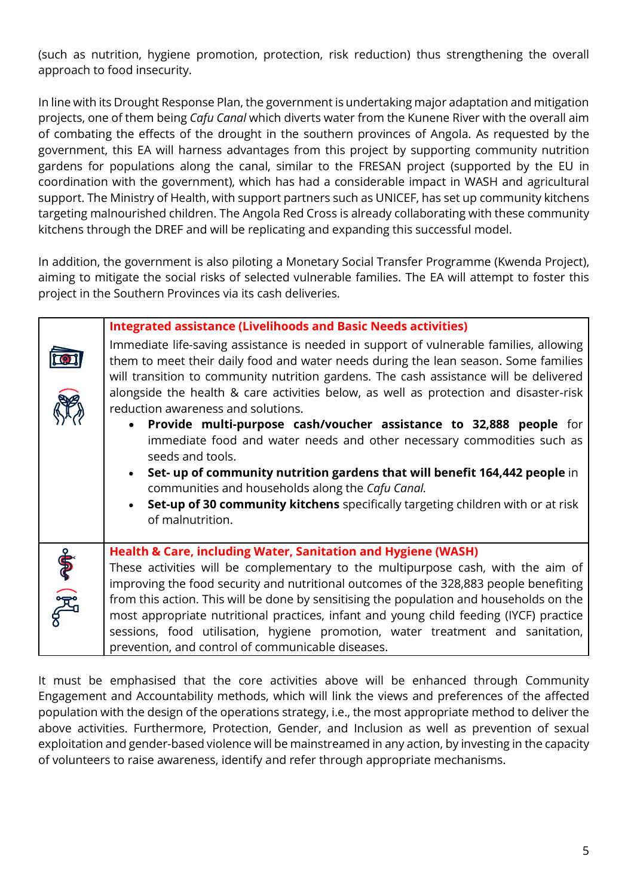(such as nutrition, hygiene promotion, protection, risk reduction) thus strengthening the overall approach to food insecurity.

In line with its Drought Response Plan, the government is undertaking major adaptation and mitigation projects, one of them being *Cafu Canal* which diverts water from the Kunene River with the overall aim of combating the effects of the drought in the southern provinces of Angola. As requested by the government, this EA will harness advantages from this project by supporting community nutrition gardens for populations along the canal, similar to the FRESAN project (supported by the EU in coordination with the government), which has had a considerable impact in WASH and agricultural support. The Ministry of Health, with support partners such as UNICEF, has set up community kitchens targeting malnourished children. The Angola Red Cross is already collaborating with these community kitchens through the DREF and will be replicating and expanding this successful model.

In addition, the government is also piloting a Monetary Social Transfer Programme (Kwenda Project), aiming to mitigate the social risks of selected vulnerable families. The EA will attempt to foster this project in the Southern Provinces via its cash deliveries.

| | |
|---|---|
| | **Integrated assistance (Livelihoods and Basic Needs activities)**<br>Immediate life-saving assistance is needed in support of vulnerable families, allowing them to meet their daily food and water needs during the lean season. Some families will transition to community nutrition gardens. The cash assistance will be delivered alongside the health & care activities below, as well as protection and disaster-risk reduction awareness and solutions.<br>• **Provide multi-purpose cash/voucher assistance to 32,888 people** for immediate food and water needs and other necessary commodities such as seeds and tools.<br>• **Set- up of community nutrition gardens that will benefit 164,442 people** in communities and households along the *Cafu Canal.*<br>• **Set-up of 30 community kitchens** specifically targeting children with or at risk of malnutrition. |
| | **Health & Care, including Water, Sanitation and Hygiene (WASH)**<br>These activities will be complementary to the multipurpose cash, with the aim of improving the food security and nutritional outcomes of the 328,883 people benefiting from this action. This will be done by sensitising the population and households on the most appropriate nutritional practices, infant and young child feeding (IYCF) practice sessions, food utilisation, hygiene promotion, water treatment and sanitation, prevention, and control of communicable diseases. |

It must be emphasised that the core activities above will be enhanced through Community Engagement and Accountability methods, which will link the views and preferences of the affected population with the design of the operations strategy, i.e., the most appropriate method to deliver the above activities. Furthermore, Protection, Gender, and Inclusion as well as prevention of sexual exploitation and gender-based violence will be mainstreamed in any action, by investing in the capacity of volunteers to raise awareness, identify and refer through appropriate mechanisms.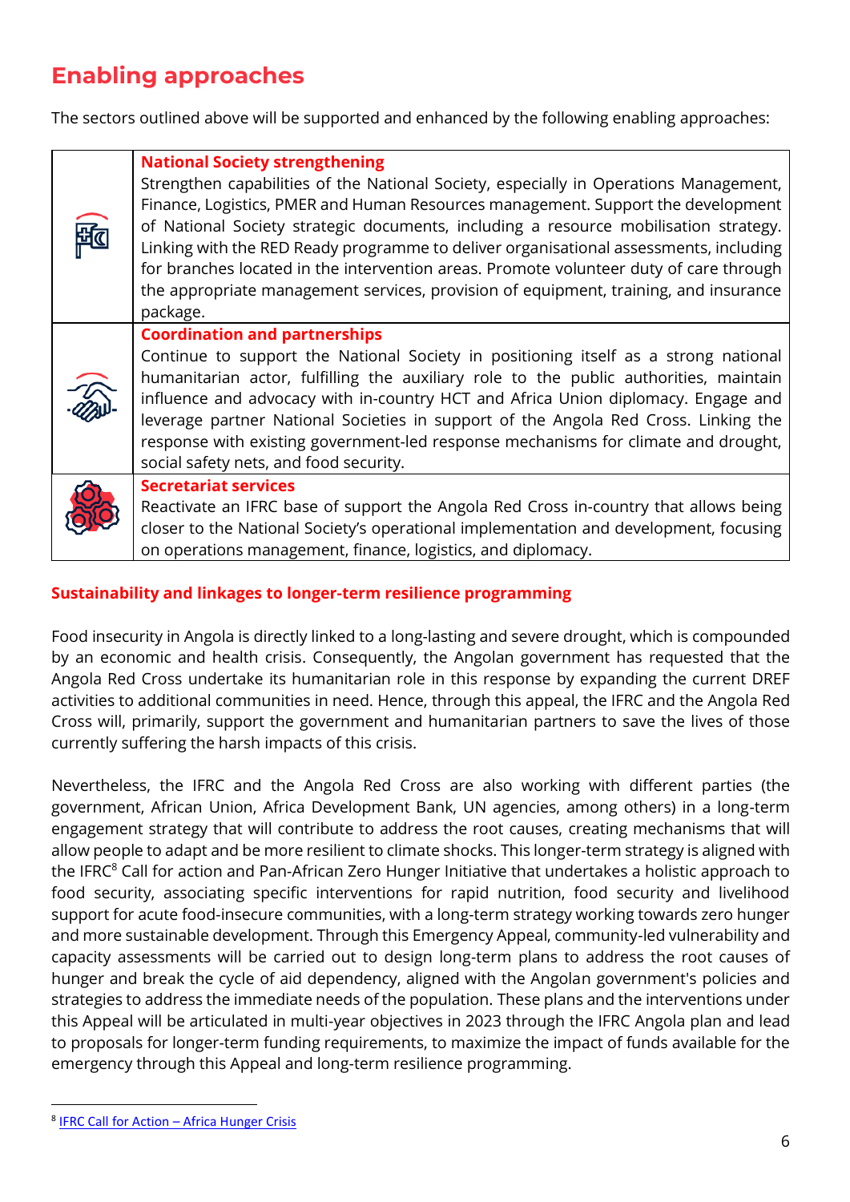# Enabling approaches

The sectors outlined above will be supported and enhanced by the following enabling approaches:

| | |
|---|---|
| | **National Society strengthening**<br>Strengthen capabilities of the National Society, especially in Operations Management, Finance, Logistics, PMER and Human Resources management. Support the development of National Society strategic documents, including a resource mobilisation strategy. Linking with the RED Ready programme to deliver organisational assessments, including for branches located in the intervention areas. Promote volunteer duty of care through the appropriate management services, provision of equipment, training, and insurance package. |
| | **Coordination and partnerships**<br>Continue to support the National Society in positioning itself as a strong national humanitarian actor, fulfilling the auxiliary role to the public authorities, maintain influence and advocacy with in-country HCT and Africa Union diplomacy. Engage and leverage partner National Societies in support of the Angola Red Cross. Linking the response with existing government-led response mechanisms for climate and drought, social safety nets, and food security. |
| | **Secretariat services**<br>Reactivate an IFRC base of support the Angola Red Cross in-country that allows being closer to the National Society's operational implementation and development, focusing on operations management, finance, logistics, and diplomacy. |

**Sustainability and linkages to longer-term resilience programming**

Food insecurity in Angola is directly linked to a long-lasting and severe drought, which is compounded by an economic and health crisis. Consequently, the Angolan government has requested that the Angola Red Cross undertake its humanitarian role in this response by expanding the current DREF activities to additional communities in need. Hence, through this appeal, the IFRC and the Angola Red Cross will, primarily, support the government and humanitarian partners to save the lives of those currently suffering the harsh impacts of this crisis.

Nevertheless, the IFRC and the Angola Red Cross are also working with different parties (the government, African Union, Africa Development Bank, UN agencies, among others) in a long-term engagement strategy that will contribute to address the root causes, creating mechanisms that will allow people to adapt and be more resilient to climate shocks. This longer-term strategy is aligned with the IFRC[8] Call for action and Pan-African Zero Hunger Initiative that undertakes a holistic approach to food security, associating specific interventions for rapid nutrition, food security and livelihood support for acute food-insecure communities, with a long-term strategy working towards zero hunger and more sustainable development. Through this Emergency Appeal, community-led vulnerability and capacity assessments will be carried out to design long-term plans to address the root causes of hunger and break the cycle of aid dependency, aligned with the Angolan government's policies and strategies to address the immediate needs of the population. These plans and the interventions under this Appeal will be articulated in multi-year objectives in 2023 through the IFRC Angola plan and lead to proposals for longer-term funding requirements, to maximize the impact of funds available for the emergency through this Appeal and long-term resilience programming.

[8] IFRC Call for Action – Africa Hunger Crisis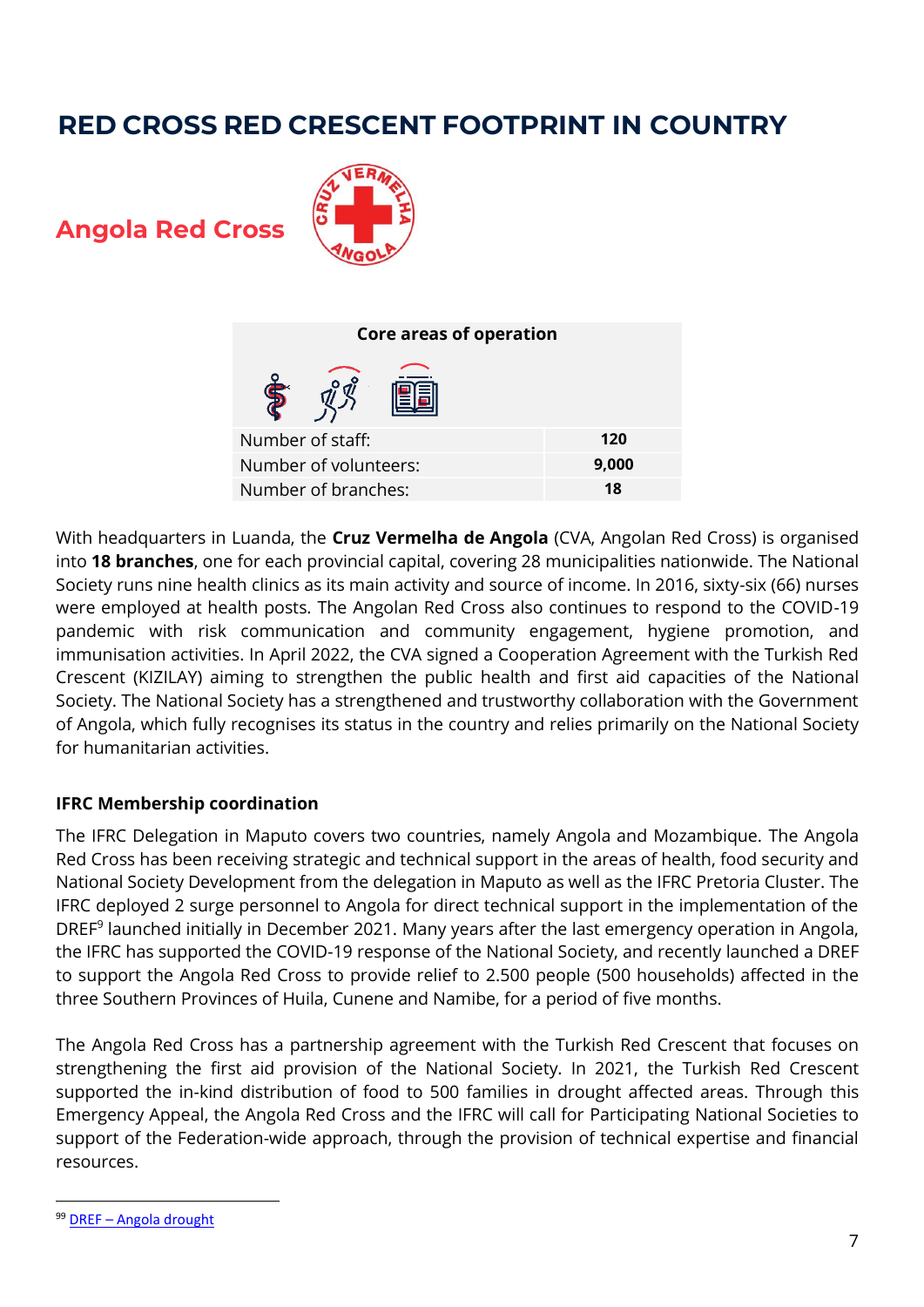# RED CROSS RED CRESCENT FOOTPRINT IN COUNTRY

## Angola Red Cross

| Core areas of operation | |
|---|---|
| Number of staff: | **120** |
| Number of volunteers: | **9,000** |
| Number of branches: | **18** |

With headquarters in Luanda, the **Cruz Vermelha de Angola** (CVA, Angolan Red Cross) is organised into **18 branches**, one for each provincial capital, covering 28 municipalities nationwide. The National Society runs nine health clinics as its main activity and source of income. In 2016, sixty-six (66) nurses were employed at health posts. The Angolan Red Cross also continues to respond to the COVID-19 pandemic with risk communication and community engagement, hygiene promotion, and immunisation activities. In April 2022, the CVA signed a Cooperation Agreement with the Turkish Red Crescent (KIZILAY) aiming to strengthen the public health and first aid capacities of the National Society. The National Society has a strengthened and trustworthy collaboration with the Government of Angola, which fully recognises its status in the country and relies primarily on the National Society for humanitarian activities.

### IFRC Membership coordination

The IFRC Delegation in Maputo covers two countries, namely Angola and Mozambique. The Angola Red Cross has been receiving strategic and technical support in the areas of health, food security and National Society Development from the delegation in Maputo as well as the IFRC Pretoria Cluster. The IFRC deployed 2 surge personnel to Angola for direct technical support in the implementation of the DREF[9] launched initially in December 2021. Many years after the last emergency operation in Angola, the IFRC has supported the COVID-19 response of the National Society, and recently launched a DREF to support the Angola Red Cross to provide relief to 2.500 people (500 households) affected in the three Southern Provinces of Huila, Cunene and Namibe, for a period of five months.

The Angola Red Cross has a partnership agreement with the Turkish Red Crescent that focuses on strengthening the first aid provision of the National Society. In 2021, the Turkish Red Crescent supported the in-kind distribution of food to 500 families in drought affected areas. Through this Emergency Appeal, the Angola Red Cross and the IFRC will call for Participating National Societies to support of the Federation-wide approach, through the provision of technical expertise and financial resources.

---

[9] DREF – Angola drought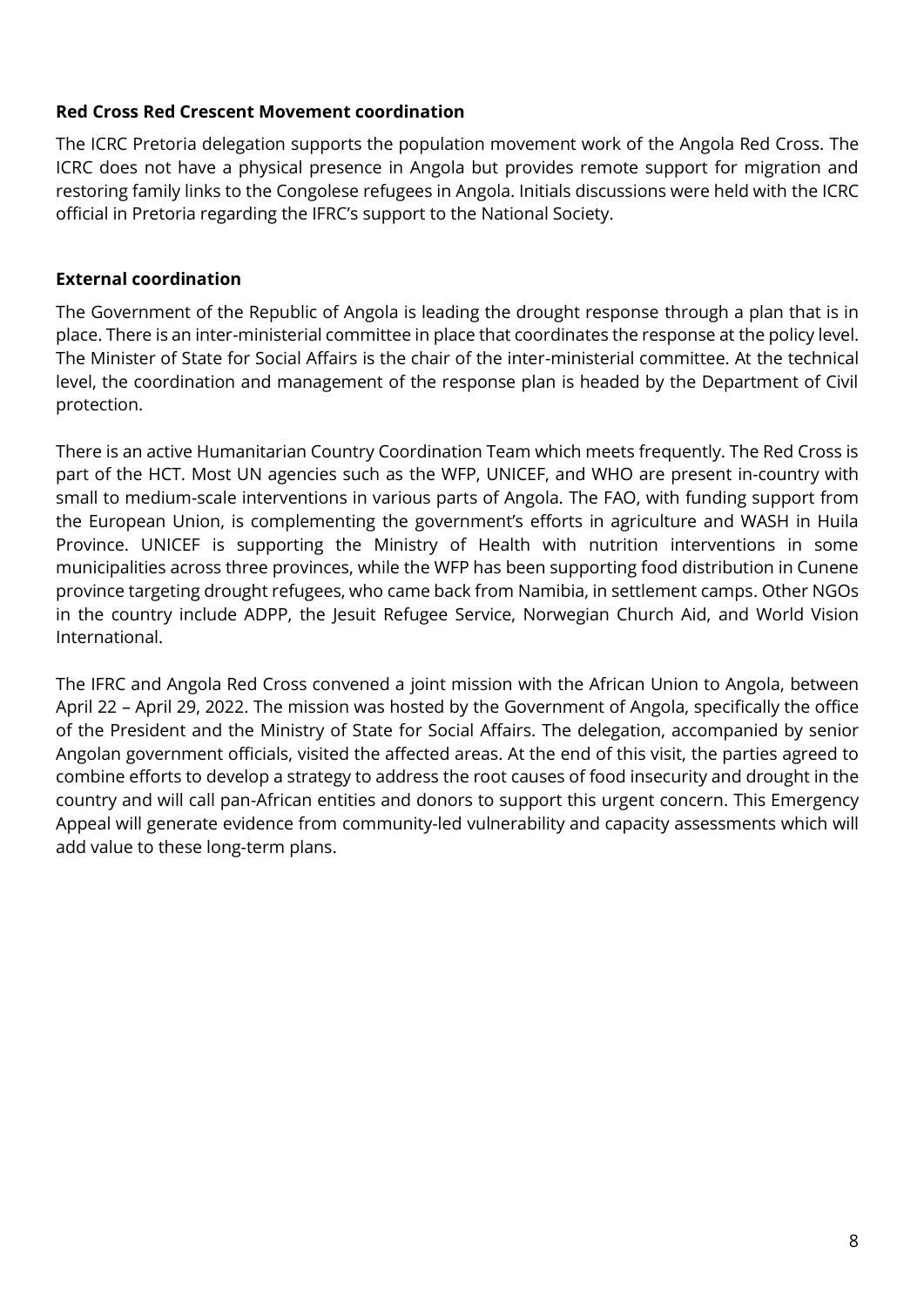### Red Cross Red Crescent Movement coordination

The ICRC Pretoria delegation supports the population movement work of the Angola Red Cross. The ICRC does not have a physical presence in Angola but provides remote support for migration and restoring family links to the Congolese refugees in Angola. Initials discussions were held with the ICRC official in Pretoria regarding the IFRC's support to the National Society.

### External coordination

The Government of the Republic of Angola is leading the drought response through a plan that is in place. There is an inter-ministerial committee in place that coordinates the response at the policy level. The Minister of State for Social Affairs is the chair of the inter-ministerial committee. At the technical level, the coordination and management of the response plan is headed by the Department of Civil protection.

There is an active Humanitarian Country Coordination Team which meets frequently. The Red Cross is part of the HCT. Most UN agencies such as the WFP, UNICEF, and WHO are present in-country with small to medium-scale interventions in various parts of Angola. The FAO, with funding support from the European Union, is complementing the government's efforts in agriculture and WASH in Huila Province. UNICEF is supporting the Ministry of Health with nutrition interventions in some municipalities across three provinces, while the WFP has been supporting food distribution in Cunene province targeting drought refugees, who came back from Namibia, in settlement camps. Other NGOs in the country include ADPP, the Jesuit Refugee Service, Norwegian Church Aid, and World Vision International.

The IFRC and Angola Red Cross convened a joint mission with the African Union to Angola, between April 22 – April 29, 2022. The mission was hosted by the Government of Angola, specifically the office of the President and the Ministry of State for Social Affairs. The delegation, accompanied by senior Angolan government officials, visited the affected areas. At the end of this visit, the parties agreed to combine efforts to develop a strategy to address the root causes of food insecurity and drought in the country and will call pan-African entities and donors to support this urgent concern. This Emergency Appeal will generate evidence from community-led vulnerability and capacity assessments which will add value to these long-term plans.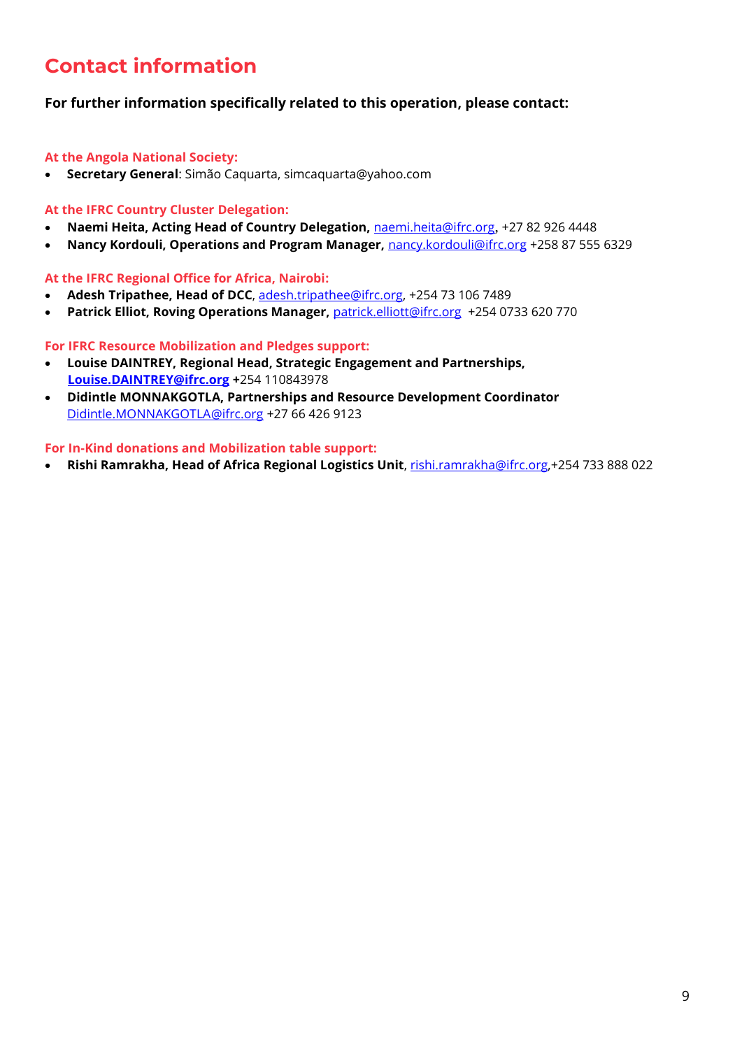# Contact information

**For further information specifically related to this operation, please contact:**

**At the Angola National Society:**

- **Secretary General**: Simão Caquarta, simcaquarta@yahoo.com

**At the IFRC Country Cluster Delegation:**

- **Naemi Heita, Acting Head of Country Delegation,** naemi.heita@ifrc.org, +27 82 926 4448
- **Nancy Kordouli, Operations and Program Manager,** nancy.kordouli@ifrc.org +258 87 555 6329

**At the IFRC Regional Office for Africa, Nairobi:**

- **Adesh Tripathee, Head of DCC**, adesh.tripathee@ifrc.org, +254 73 106 7489
- **Patrick Elliot, Roving Operations Manager,** patrick.elliott@ifrc.org +254 0733 620 770

**For IFRC Resource Mobilization and Pledges support:**

- **Louise DAINTREY, Regional Head, Strategic Engagement and Partnerships,** **Louise.DAINTREY@ifrc.org +**254 110843978
- **Didintle MONNAKGOTLA, Partnerships and Resource Development Coordinator** Didintle.MONNAKGOTLA@ifrc.org +27 66 426 9123

**For In-Kind donations and Mobilization table support:**

- **Rishi Ramrakha, Head of Africa Regional Logistics Unit**, rishi.ramrakha@ifrc.org,+254 733 888 022